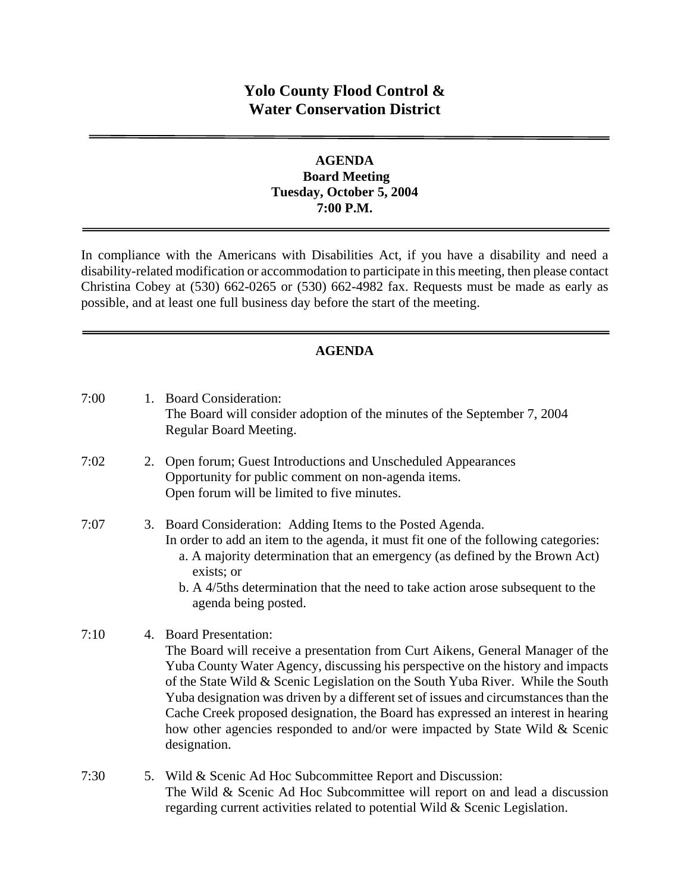# Yolo County Flood Control & Water Conservation District

---

**AGENDA**
**Board Meeting**
**Tuesday, October 5, 2004**
**7:00 P.M.**

---

In compliance with the Americans with Disabilities Act, if you have a disability and need a disability-related modification or accommodation to participate in this meeting, then please contact Christina Cobey at (530) 662-0265 or (530) 662-4982 fax. Requests must be made as early as possible, and at least one full business day before the start of the meeting.

---

## AGENDA

7:00 1. Board Consideration:
The Board will consider adoption of the minutes of the September 7, 2004 Regular Board Meeting.

7:02 2. Open forum; Guest Introductions and Unscheduled Appearances
Opportunity for public comment on non-agenda items.
Open forum will be limited to five minutes.

7:07 3. Board Consideration: Adding Items to the Posted Agenda.
In order to add an item to the agenda, it must fit one of the following categories:
   a. A majority determination that an emergency (as defined by the Brown Act) exists; or
   b. A 4/5ths determination that the need to take action arose subsequent to the agenda being posted.

7:10 4. Board Presentation:
The Board will receive a presentation from Curt Aikens, General Manager of the Yuba County Water Agency, discussing his perspective on the history and impacts of the State Wild & Scenic Legislation on the South Yuba River. While the South Yuba designation was driven by a different set of issues and circumstances than the Cache Creek proposed designation, the Board has expressed an interest in hearing how other agencies responded to and/or were impacted by State Wild & Scenic designation.

7:30 5. Wild & Scenic Ad Hoc Subcommittee Report and Discussion:
The Wild & Scenic Ad Hoc Subcommittee will report on and lead a discussion regarding current activities related to potential Wild & Scenic Legislation.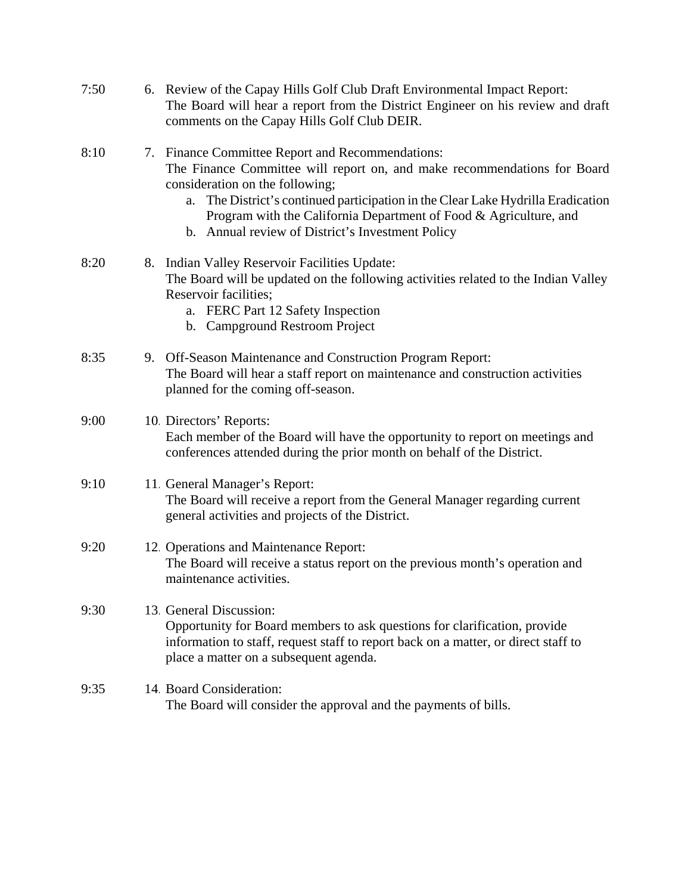7:50 6. Review of the Capay Hills Golf Club Draft Environmental Impact Report:
The Board will hear a report from the District Engineer on his review and draft comments on the Capay Hills Golf Club DEIR.

8:10 7. Finance Committee Report and Recommendations:
The Finance Committee will report on, and make recommendations for Board consideration on the following;

   a. The District's continued participation in the Clear Lake Hydrilla Eradication Program with the California Department of Food & Agriculture, and
   b. Annual review of District's Investment Policy

8:20 8. Indian Valley Reservoir Facilities Update:
The Board will be updated on the following activities related to the Indian Valley Reservoir facilities;

   a. FERC Part 12 Safety Inspection
   b. Campground Restroom Project

8:35 9. Off-Season Maintenance and Construction Program Report:
The Board will hear a staff report on maintenance and construction activities planned for the coming off-season.

9:00 10. Directors' Reports:
Each member of the Board will have the opportunity to report on meetings and conferences attended during the prior month on behalf of the District.

9:10 11. General Manager's Report:
The Board will receive a report from the General Manager regarding current general activities and projects of the District.

9:20 12. Operations and Maintenance Report:
The Board will receive a status report on the previous month's operation and maintenance activities.

9:30 13. General Discussion:
Opportunity for Board members to ask questions for clarification, provide information to staff, request staff to report back on a matter, or direct staff to place a matter on a subsequent agenda.

9:35 14. Board Consideration:
The Board will consider the approval and the payments of bills.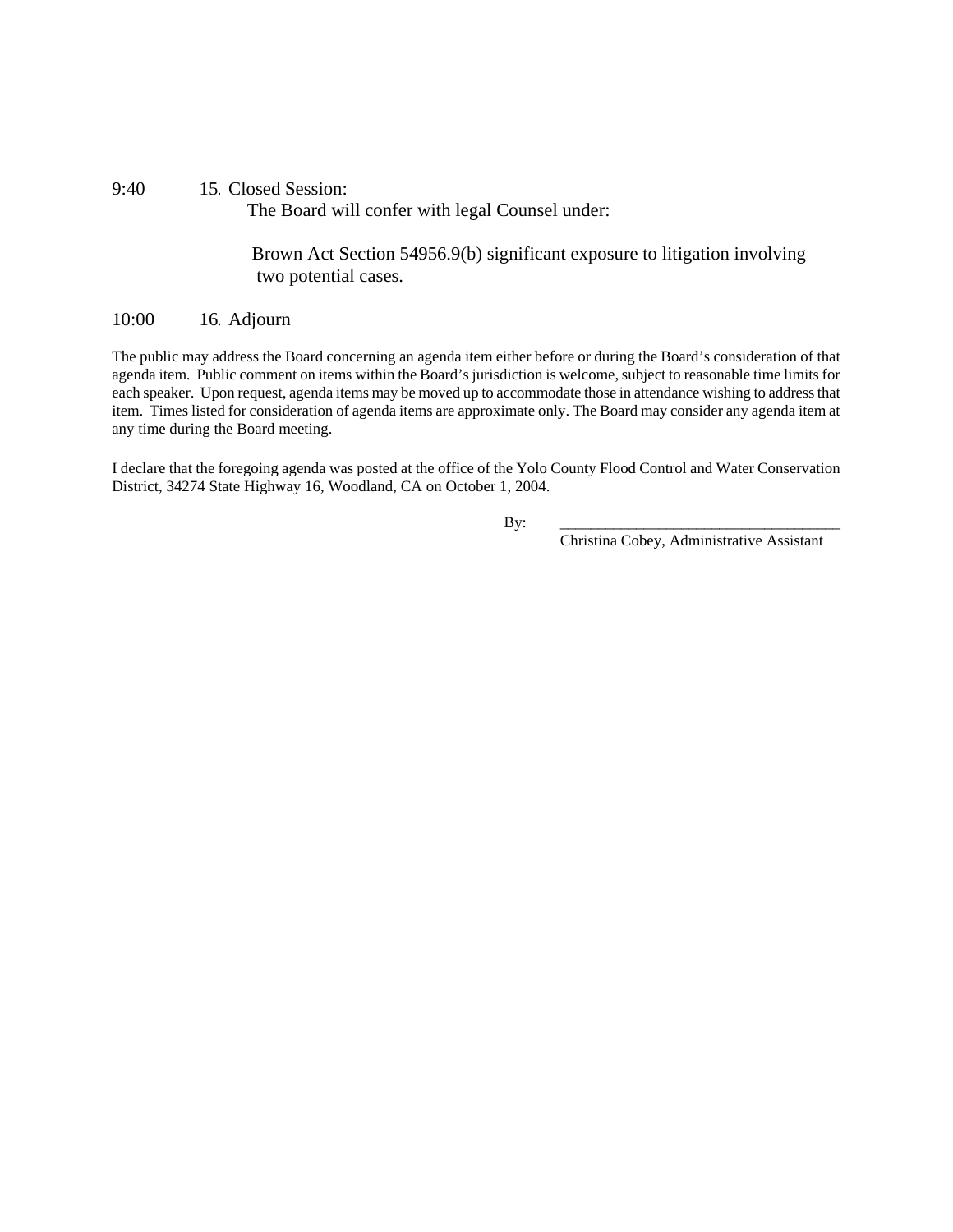9:40 15. Closed Session:

The Board will confer with legal Counsel under:

Brown Act Section 54956.9(b) significant exposure to litigation involving two potential cases.

10:00 16. Adjourn

The public may address the Board concerning an agenda item either before or during the Board's consideration of that agenda item. Public comment on items within the Board's jurisdiction is welcome, subject to reasonable time limits for each speaker. Upon request, agenda items may be moved up to accommodate those in attendance wishing to address that item. Times listed for consideration of agenda items are approximate only. The Board may consider any agenda item at any time during the Board meeting.

I declare that the foregoing agenda was posted at the office of the Yolo County Flood Control and Water Conservation District, 34274 State Highway 16, Woodland, CA on October 1, 2004.

By: ___________________________________

Christina Cobey, Administrative Assistant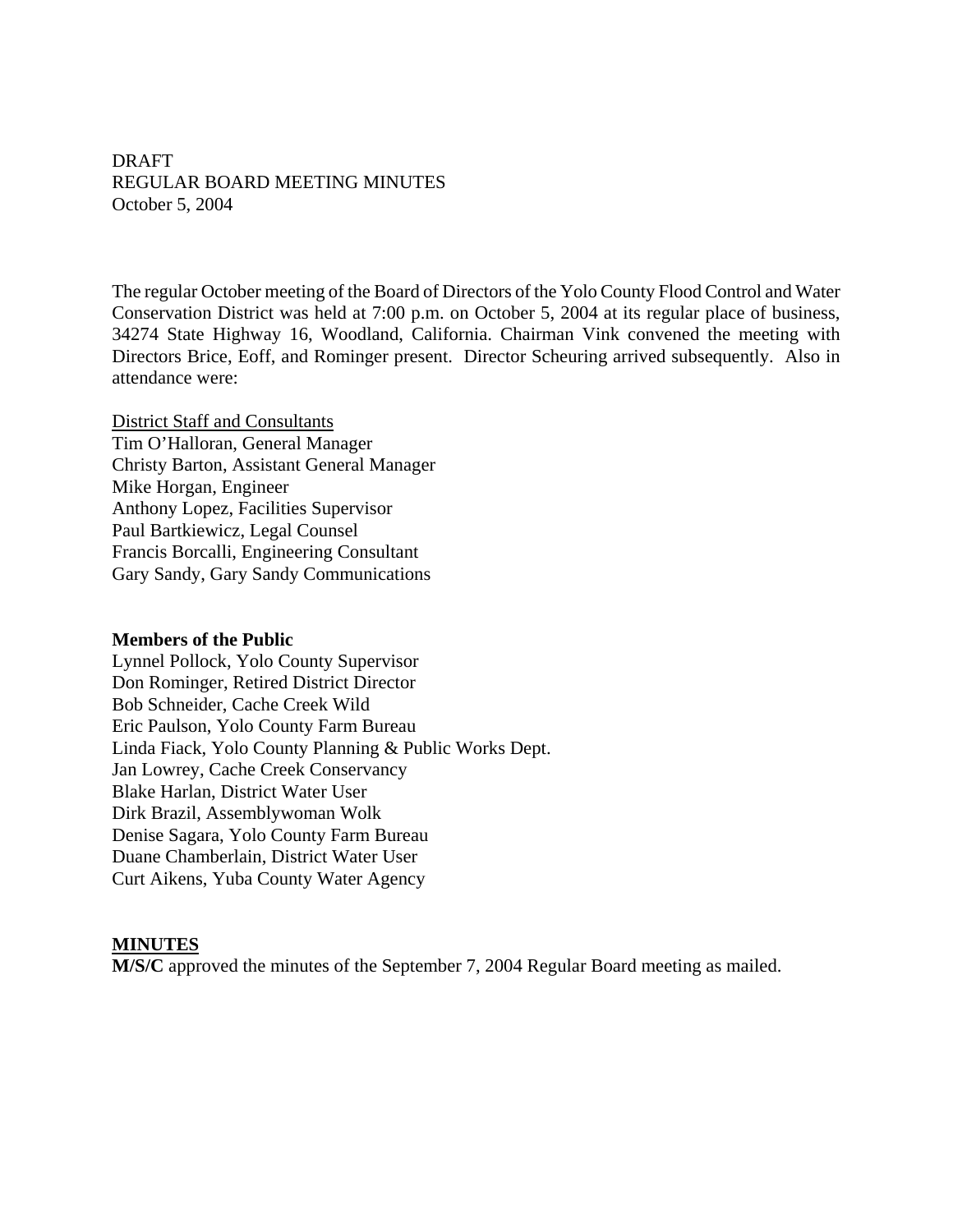DRAFT
REGULAR BOARD MEETING MINUTES
October 5, 2004

The regular October meeting of the Board of Directors of the Yolo County Flood Control and Water Conservation District was held at 7:00 p.m. on October 5, 2004 at its regular place of business, 34274 State Highway 16, Woodland, California. Chairman Vink convened the meeting with Directors Brice, Eoff, and Rominger present. Director Scheuring arrived subsequently. Also in attendance were:

<u>District Staff and Consultants</u>
Tim O'Halloran, General Manager
Christy Barton, Assistant General Manager
Mike Horgan, Engineer
Anthony Lopez, Facilities Supervisor
Paul Bartkiewicz, Legal Counsel
Francis Borcalli, Engineering Consultant
Gary Sandy, Gary Sandy Communications

**Members of the Public**
Lynnel Pollock, Yolo County Supervisor
Don Rominger, Retired District Director
Bob Schneider, Cache Creek Wild
Eric Paulson, Yolo County Farm Bureau
Linda Fiack, Yolo County Planning & Public Works Dept.
Jan Lowrey, Cache Creek Conservancy
Blake Harlan, District Water User
Dirk Brazil, Assemblywoman Wolk
Denise Sagara, Yolo County Farm Bureau
Duane Chamberlain, District Water User
Curt Aikens, Yuba County Water Agency

**<u>MINUTES</u>**
**M/S/C** approved the minutes of the September 7, 2004 Regular Board meeting as mailed.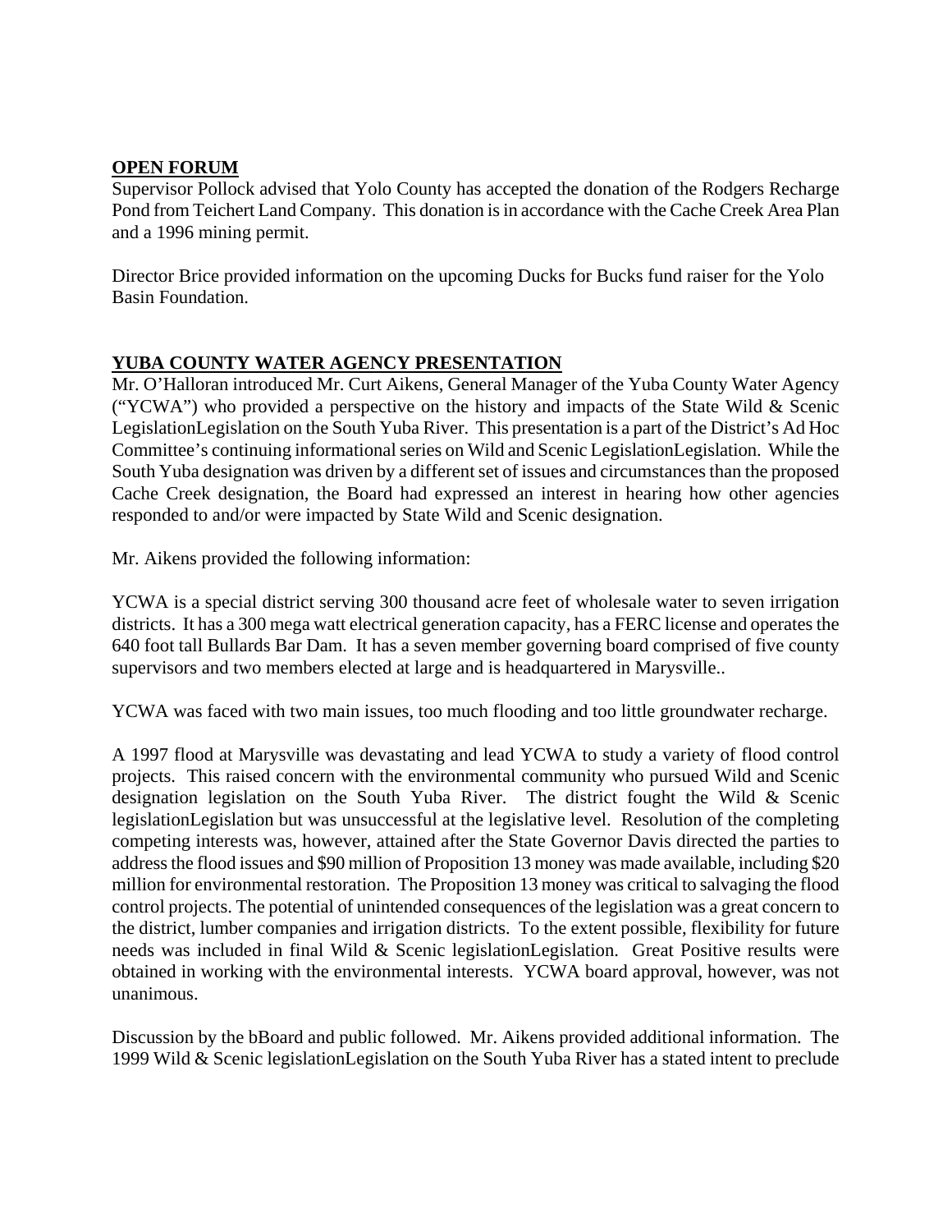## OPEN FORUM

Supervisor Pollock advised that Yolo County has accepted the donation of the Rodgers Recharge Pond from Teichert Land Company. This donation is in accordance with the Cache Creek Area Plan and a 1996 mining permit.

Director Brice provided information on the upcoming Ducks for Bucks fund raiser for the Yolo Basin Foundation.

## YUBA COUNTY WATER AGENCY PRESENTATION

Mr. O'Halloran introduced Mr. Curt Aikens, General Manager of the Yuba County Water Agency ("YCWA") who provided a perspective on the history and impacts of the State Wild & Scenic LegislationLegislation on the South Yuba River. This presentation is a part of the District's Ad Hoc Committee's continuing informational series on Wild and Scenic LegislationLegislation. While the South Yuba designation was driven by a different set of issues and circumstances than the proposed Cache Creek designation, the Board had expressed an interest in hearing how other agencies responded to and/or were impacted by State Wild and Scenic designation.

Mr. Aikens provided the following information:

YCWA is a special district serving 300 thousand acre feet of wholesale water to seven irrigation districts. It has a 300 mega watt electrical generation capacity, has a FERC license and operates the 640 foot tall Bullards Bar Dam. It has a seven member governing board comprised of five county supervisors and two members elected at large and is headquartered in Marysville..

YCWA was faced with two main issues, too much flooding and too little groundwater recharge.

A 1997 flood at Marysville was devastating and lead YCWA to study a variety of flood control projects. This raised concern with the environmental community who pursued Wild and Scenic designation legislation on the South Yuba River. The district fought the Wild & Scenic legislationLegislation but was unsuccessful at the legislative level. Resolution of the completing competing interests was, however, attained after the State Governor Davis directed the parties to address the flood issues and $90 million of Proposition 13 money was made available, including $20 million for environmental restoration. The Proposition 13 money was critical to salvaging the flood control projects. The potential of unintended consequences of the legislation was a great concern to the district, lumber companies and irrigation districts. To the extent possible, flexibility for future needs was included in final Wild & Scenic legislationLegislation. Great Positive results were obtained in working with the environmental interests. YCWA board approval, however, was not unanimous.

Discussion by the bBoard and public followed. Mr. Aikens provided additional information. The 1999 Wild & Scenic legislationLegislation on the South Yuba River has a stated intent to preclude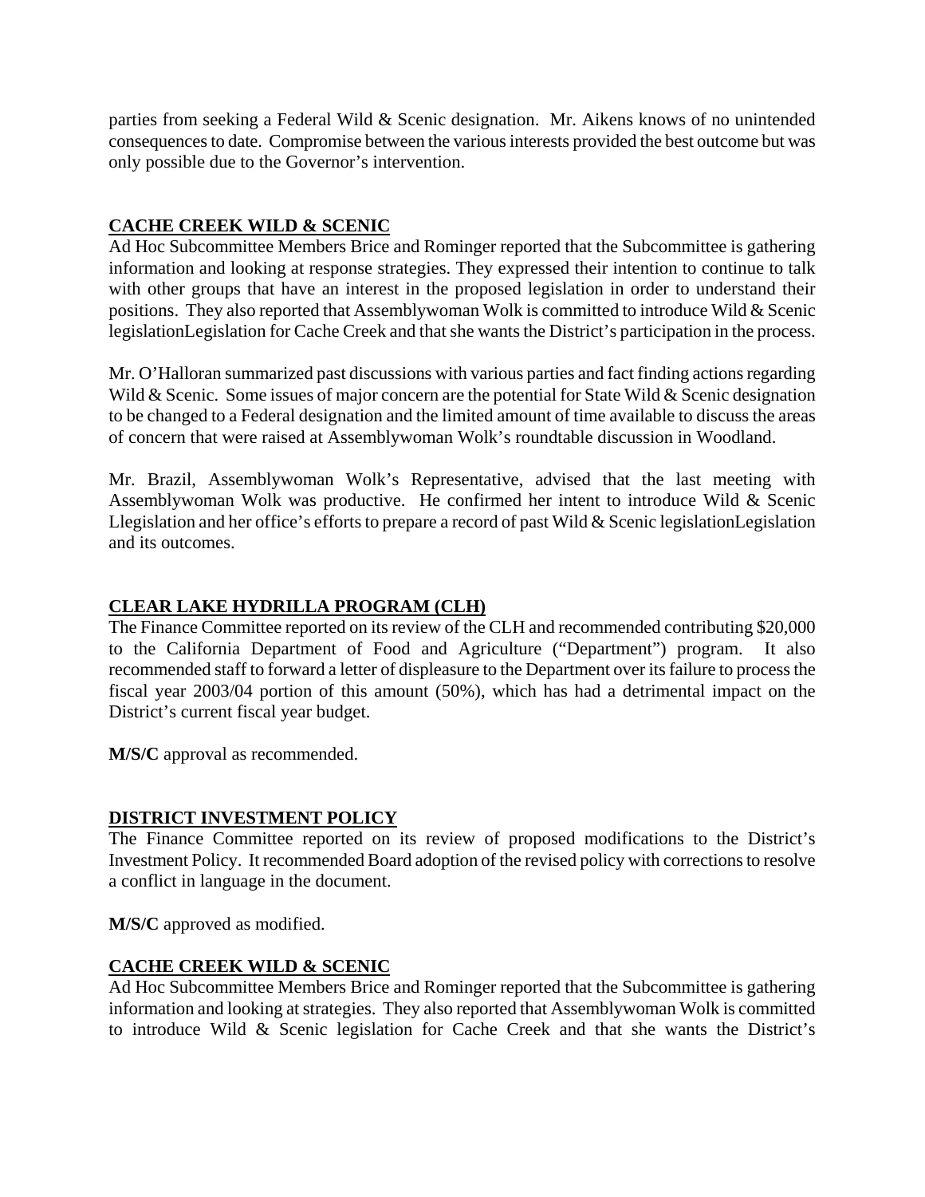parties from seeking a Federal Wild & Scenic designation. Mr. Aikens knows of no unintended consequences to date. Compromise between the various interests provided the best outcome but was only possible due to the Governor's intervention.

## CACHE CREEK WILD & SCENIC

Ad Hoc Subcommittee Members Brice and Rominger reported that the Subcommittee is gathering information and looking at response strategies. They expressed their intention to continue to talk with other groups that have an interest in the proposed legislation in order to understand their positions. They also reported that Assemblywoman Wolk is committed to introduce Wild & Scenic legislationLegislation for Cache Creek and that she wants the District's participation in the process.

Mr. O'Halloran summarized past discussions with various parties and fact finding actions regarding Wild & Scenic. Some issues of major concern are the potential for State Wild & Scenic designation to be changed to a Federal designation and the limited amount of time available to discuss the areas of concern that were raised at Assemblywoman Wolk's roundtable discussion in Woodland.

Mr. Brazil, Assemblywoman Wolk's Representative, advised that the last meeting with Assemblywoman Wolk was productive. He confirmed her intent to introduce Wild & Scenic Llegislation and her office's efforts to prepare a record of past Wild & Scenic legislationLegislation and its outcomes.

## CLEAR LAKE HYDRILLA PROGRAM (CLH)

The Finance Committee reported on its review of the CLH and recommended contributing $20,000 to the California Department of Food and Agriculture ("Department") program. It also recommended staff to forward a letter of displeasure to the Department over its failure to process the fiscal year 2003/04 portion of this amount (50%), which has had a detrimental impact on the District's current fiscal year budget.

**M/S/C** approval as recommended.

## DISTRICT INVESTMENT POLICY

The Finance Committee reported on its review of proposed modifications to the District's Investment Policy. It recommended Board adoption of the revised policy with corrections to resolve a conflict in language in the document.

**M/S/C** approved as modified.

## CACHE CREEK WILD & SCENIC

Ad Hoc Subcommittee Members Brice and Rominger reported that the Subcommittee is gathering information and looking at strategies. They also reported that Assemblywoman Wolk is committed to introduce Wild & Scenic legislation for Cache Creek and that she wants the District's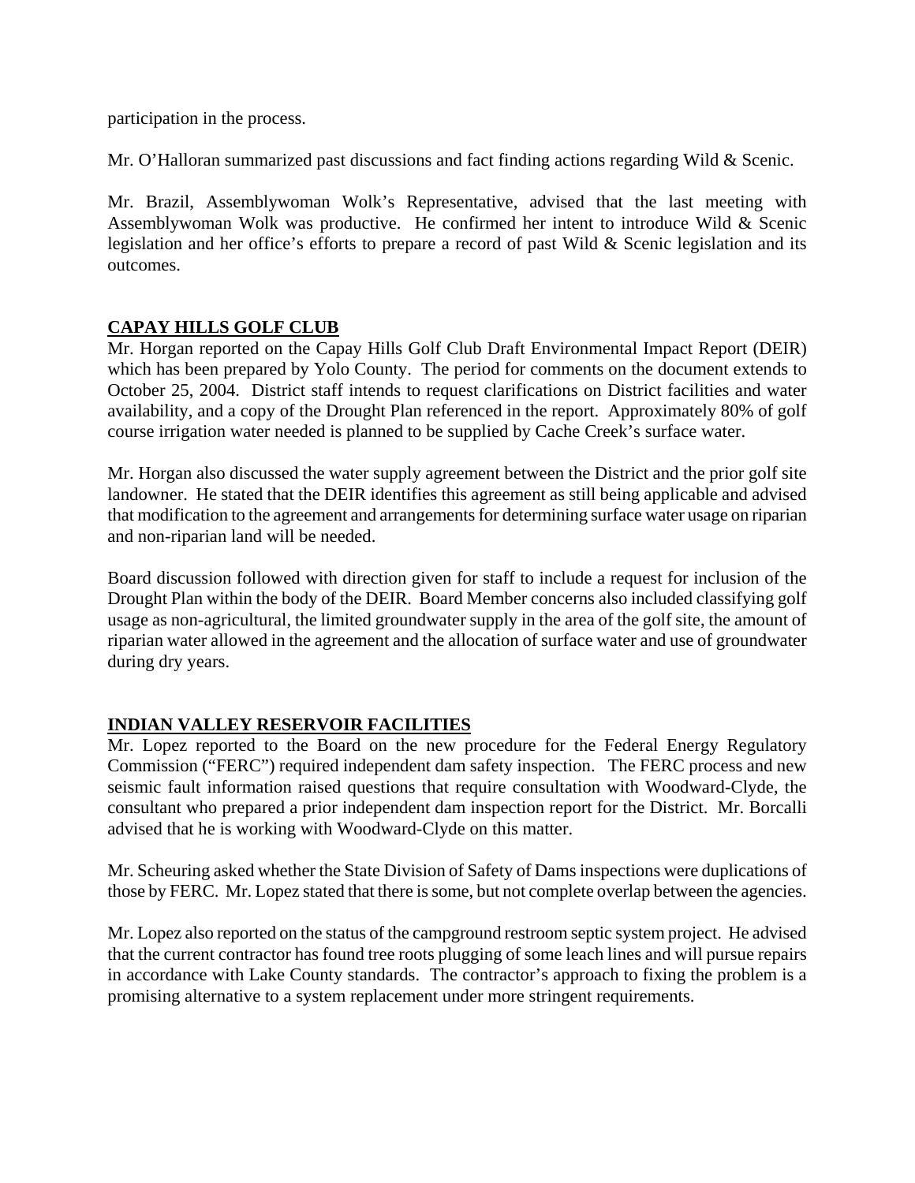participation in the process.

Mr. O'Halloran summarized past discussions and fact finding actions regarding Wild & Scenic.

Mr. Brazil, Assemblywoman Wolk's Representative, advised that the last meeting with Assemblywoman Wolk was productive. He confirmed her intent to introduce Wild & Scenic legislation and her office's efforts to prepare a record of past Wild & Scenic legislation and its outcomes.

## CAPAY HILLS GOLF CLUB

Mr. Horgan reported on the Capay Hills Golf Club Draft Environmental Impact Report (DEIR) which has been prepared by Yolo County. The period for comments on the document extends to October 25, 2004. District staff intends to request clarifications on District facilities and water availability, and a copy of the Drought Plan referenced in the report. Approximately 80% of golf course irrigation water needed is planned to be supplied by Cache Creek's surface water.

Mr. Horgan also discussed the water supply agreement between the District and the prior golf site landowner. He stated that the DEIR identifies this agreement as still being applicable and advised that modification to the agreement and arrangements for determining surface water usage on riparian and non-riparian land will be needed.

Board discussion followed with direction given for staff to include a request for inclusion of the Drought Plan within the body of the DEIR. Board Member concerns also included classifying golf usage as non-agricultural, the limited groundwater supply in the area of the golf site, the amount of riparian water allowed in the agreement and the allocation of surface water and use of groundwater during dry years.

## INDIAN VALLEY RESERVOIR FACILITIES

Mr. Lopez reported to the Board on the new procedure for the Federal Energy Regulatory Commission ("FERC") required independent dam safety inspection. The FERC process and new seismic fault information raised questions that require consultation with Woodward-Clyde, the consultant who prepared a prior independent dam inspection report for the District. Mr. Borcalli advised that he is working with Woodward-Clyde on this matter.

Mr. Scheuring asked whether the State Division of Safety of Dams inspections were duplications of those by FERC. Mr. Lopez stated that there is some, but not complete overlap between the agencies.

Mr. Lopez also reported on the status of the campground restroom septic system project. He advised that the current contractor has found tree roots plugging of some leach lines and will pursue repairs in accordance with Lake County standards. The contractor's approach to fixing the problem is a promising alternative to a system replacement under more stringent requirements.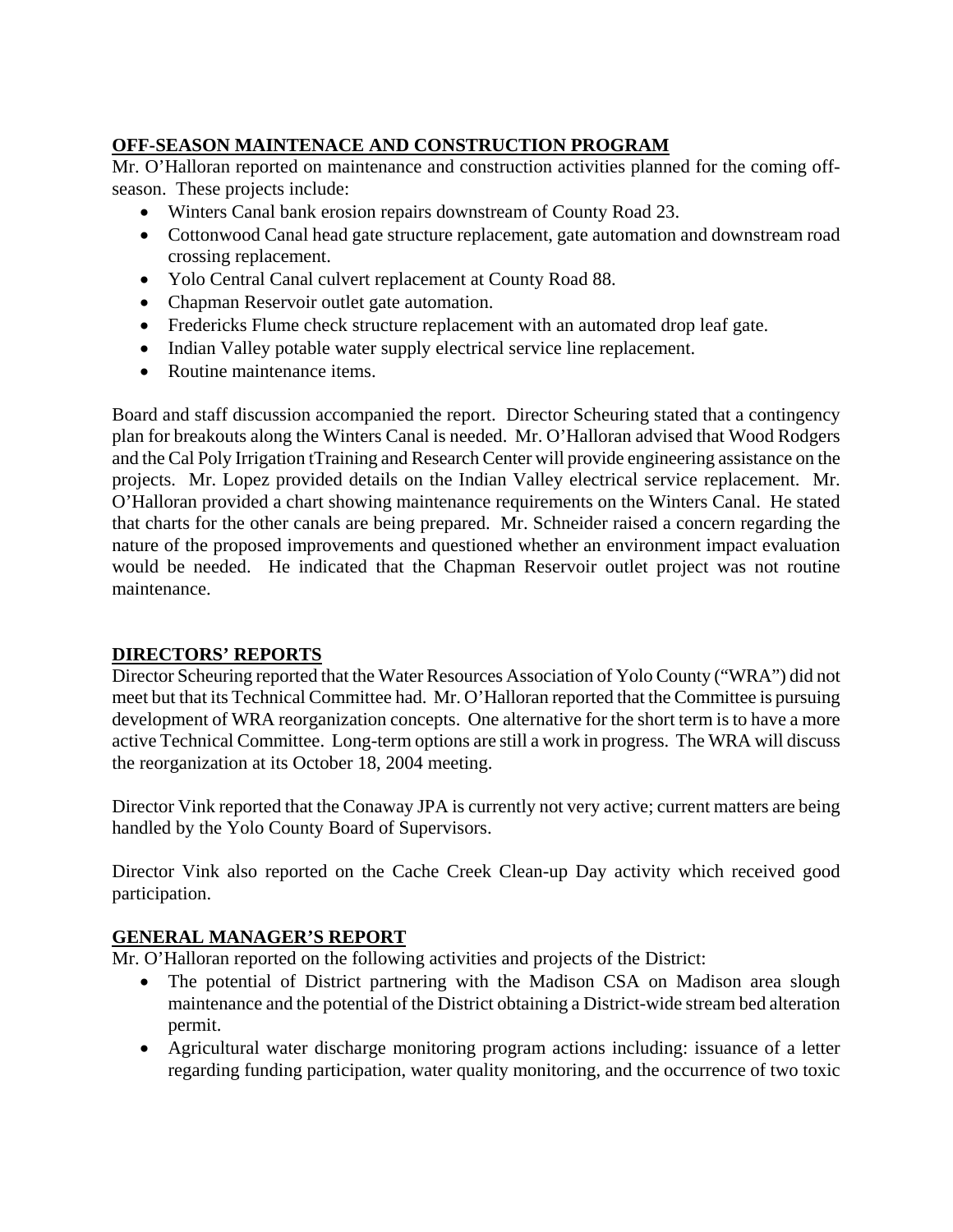## OFF-SEASON MAINTENACE AND CONSTRUCTION PROGRAM

Mr. O'Halloran reported on maintenance and construction activities planned for the coming off-season. These projects include:

- Winters Canal bank erosion repairs downstream of County Road 23.
- Cottonwood Canal head gate structure replacement, gate automation and downstream road crossing replacement.
- Yolo Central Canal culvert replacement at County Road 88.
- Chapman Reservoir outlet gate automation.
- Fredericks Flume check structure replacement with an automated drop leaf gate.
- Indian Valley potable water supply electrical service line replacement.
- Routine maintenance items.

Board and staff discussion accompanied the report. Director Scheuring stated that a contingency plan for breakouts along the Winters Canal is needed. Mr. O'Halloran advised that Wood Rodgers and the Cal Poly Irrigation tTraining and Research Center will provide engineering assistance on the projects. Mr. Lopez provided details on the Indian Valley electrical service replacement. Mr. O'Halloran provided a chart showing maintenance requirements on the Winters Canal. He stated that charts for the other canals are being prepared. Mr. Schneider raised a concern regarding the nature of the proposed improvements and questioned whether an environment impact evaluation would be needed. He indicated that the Chapman Reservoir outlet project was not routine maintenance.

## DIRECTORS' REPORTS

Director Scheuring reported that the Water Resources Association of Yolo County ("WRA") did not meet but that its Technical Committee had. Mr. O'Halloran reported that the Committee is pursuing development of WRA reorganization concepts. One alternative for the short term is to have a more active Technical Committee. Long-term options are still a work in progress. The WRA will discuss the reorganization at its October 18, 2004 meeting.

Director Vink reported that the Conaway JPA is currently not very active; current matters are being handled by the Yolo County Board of Supervisors.

Director Vink also reported on the Cache Creek Clean-up Day activity which received good participation.

## GENERAL MANAGER'S REPORT

Mr. O'Halloran reported on the following activities and projects of the District:

- The potential of District partnering with the Madison CSA on Madison area slough maintenance and the potential of the District obtaining a District-wide stream bed alteration permit.
- Agricultural water discharge monitoring program actions including: issuance of a letter regarding funding participation, water quality monitoring, and the occurrence of two toxic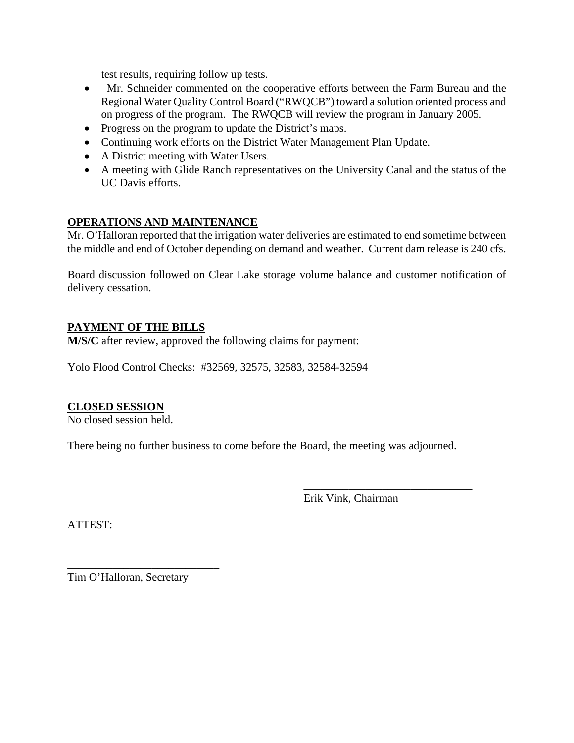test results, requiring follow up tests.

- Mr. Schneider commented on the cooperative efforts between the Farm Bureau and the Regional Water Quality Control Board ("RWQCB") toward a solution oriented process and on progress of the program. The RWQCB will review the program in January 2005.
- Progress on the program to update the District's maps.
- Continuing work efforts on the District Water Management Plan Update.
- A District meeting with Water Users.
- A meeting with Glide Ranch representatives on the University Canal and the status of the UC Davis efforts.

**OPERATIONS AND MAINTENANCE**

Mr. O'Halloran reported that the irrigation water deliveries are estimated to end sometime between the middle and end of October depending on demand and weather. Current dam release is 240 cfs.

Board discussion followed on Clear Lake storage volume balance and customer notification of delivery cessation.

**PAYMENT OF THE BILLS**

**M/S/C** after review, approved the following claims for payment:

Yolo Flood Control Checks: #32569, 32575, 32583, 32584-32594

**CLOSED SESSION**

No closed session held.

There being no further business to come before the Board, the meeting was adjourned.

\_\_\_\_\_\_\_\_\_\_\_\_\_\_\_\_\_\_\_\_\_\_\_\_\_\_\_\_\_\_

Erik Vink, Chairman

ATTEST:

\_\_\_\_\_\_\_\_\_\_\_\_\_\_\_\_\_\_\_\_\_\_\_\_\_\_\_\_\_\_

Tim O'Halloran, Secretary